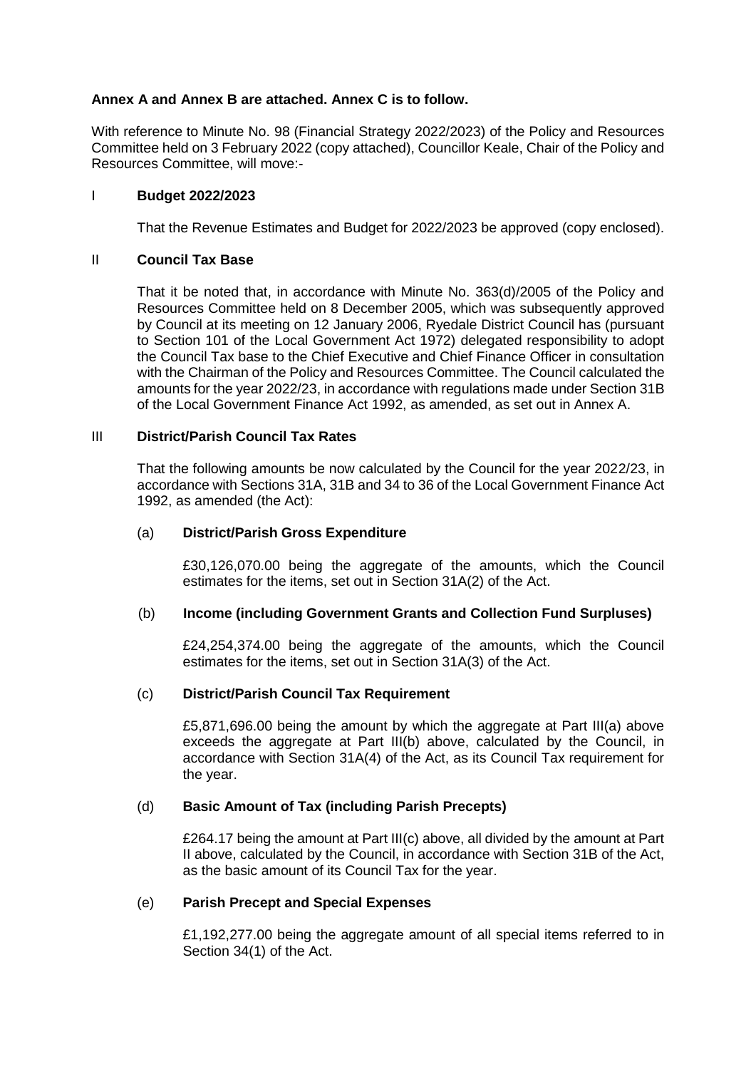**Annex A and Annex B are attached. Annex C is to follow.**

With reference to Minute No. 98 (Financial Strategy 2022/2023) of the Policy and Resources Committee held on 3 February 2022 (copy attached), Councillor Keale, Chair of the Policy and Resources Committee, will move:-

## I Budget 2022/2023

That the Revenue Estimates and Budget for 2022/2023 be approved (copy enclosed).

## II Council Tax Base

That it be noted that, in accordance with Minute No. 363(d)/2005 of the Policy and Resources Committee held on 8 December 2005, which was subsequently approved by Council at its meeting on 12 January 2006, Ryedale District Council has (pursuant to Section 101 of the Local Government Act 1972) delegated responsibility to adopt the Council Tax base to the Chief Executive and Chief Finance Officer in consultation with the Chairman of the Policy and Resources Committee. The Council calculated the amounts for the year 2022/23, in accordance with regulations made under Section 31B of the Local Government Finance Act 1992, as amended, as set out in Annex A.

## III District/Parish Council Tax Rates

That the following amounts be now calculated by the Council for the year 2022/23, in accordance with Sections 31A, 31B and 34 to 36 of the Local Government Finance Act 1992, as amended (the Act):

### (a) District/Parish Gross Expenditure

£30,126,070.00 being the aggregate of the amounts, which the Council estimates for the items, set out in Section 31A(2) of the Act.

### (b) Income (including Government Grants and Collection Fund Surpluses)

£24,254,374.00 being the aggregate of the amounts, which the Council estimates for the items, set out in Section 31A(3) of the Act.

### (c) District/Parish Council Tax Requirement

£5,871,696.00 being the amount by which the aggregate at Part III(a) above exceeds the aggregate at Part III(b) above, calculated by the Council, in accordance with Section 31A(4) of the Act, as its Council Tax requirement for the year.

### (d) Basic Amount of Tax (including Parish Precepts)

£264.17 being the amount at Part III(c) above, all divided by the amount at Part II above, calculated by the Council, in accordance with Section 31B of the Act, as the basic amount of its Council Tax for the year.

### (e) Parish Precept and Special Expenses

£1,192,277.00 being the aggregate amount of all special items referred to in Section 34(1) of the Act.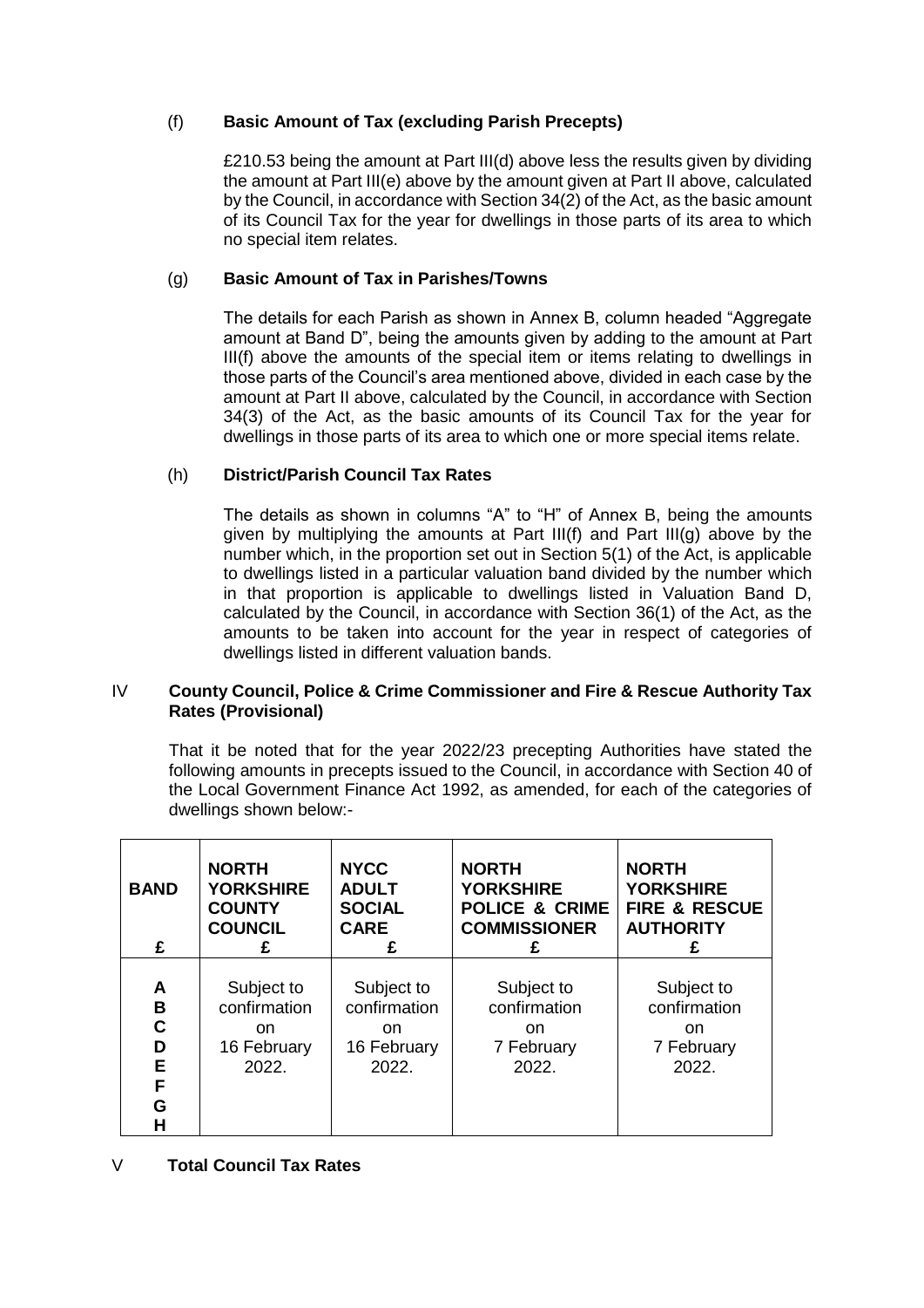(f) **Basic Amount of Tax (excluding Parish Precepts)**

£210.53 being the amount at Part III(d) above less the results given by dividing the amount at Part III(e) above by the amount given at Part II above, calculated by the Council, in accordance with Section 34(2) of the Act, as the basic amount of its Council Tax for the year for dwellings in those parts of its area to which no special item relates.

(g) **Basic Amount of Tax in Parishes/Towns**

The details for each Parish as shown in Annex B, column headed "Aggregate amount at Band D", being the amounts given by adding to the amount at Part III(f) above the amounts of the special item or items relating to dwellings in those parts of the Council's area mentioned above, divided in each case by the amount at Part II above, calculated by the Council, in accordance with Section 34(3) of the Act, as the basic amounts of its Council Tax for the year for dwellings in those parts of its area to which one or more special items relate.

(h) **District/Parish Council Tax Rates**

The details as shown in columns "A" to "H" of Annex B, being the amounts given by multiplying the amounts at Part III(f) and Part III(g) above by the number which, in the proportion set out in Section 5(1) of the Act, is applicable to dwellings listed in a particular valuation band divided by the number which in that proportion is applicable to dwellings listed in Valuation Band D, calculated by the Council, in accordance with Section 36(1) of the Act, as the amounts to be taken into account for the year in respect of categories of dwellings listed in different valuation bands.

IV **County Council, Police & Crime Commissioner and Fire & Rescue Authority Tax Rates (Provisional)**

That it be noted that for the year 2022/23 precepting Authorities have stated the following amounts in precepts issued to the Council, in accordance with Section 40 of the Local Government Finance Act 1992, as amended, for each of the categories of dwellings shown below:-

| **BAND** £ | **NORTH YORKSHIRE COUNTY COUNCIL** £ | **NYCC ADULT SOCIAL CARE** £ | **NORTH YORKSHIRE POLICE & CRIME COMMISSIONER** £ | **NORTH YORKSHIRE FIRE & RESCUE AUTHORITY** £ |
|---|---|---|---|---|
| **A** **B** **C** **D** **E** **F** **G** **H** | Subject to confirmation on 16 February 2022. | Subject to confirmation on 16 February 2022. | Subject to confirmation on 7 February 2022. | Subject to confirmation on 7 February 2022. |

V **Total Council Tax Rates**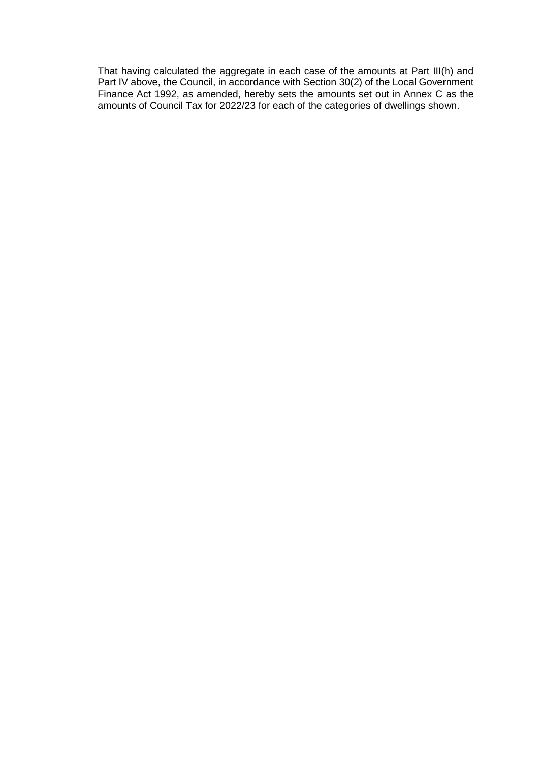That having calculated the aggregate in each case of the amounts at Part III(h) and Part IV above, the Council, in accordance with Section 30(2) of the Local Government Finance Act 1992, as amended, hereby sets the amounts set out in Annex C as the amounts of Council Tax for 2022/23 for each of the categories of dwellings shown.